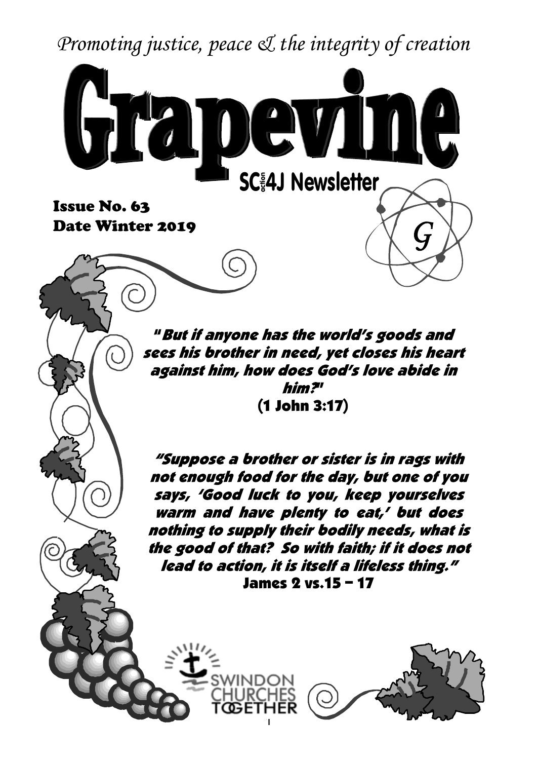*Promoting justice, peace & the integrity of creation*

# Grapevine

**SCa4J Newsletter**

**Issue No. 63**
**Date Winter 2019**

***"But if anyone has the world's goods and sees his brother in need, yet closes his heart against him, how does God's love abide in him?"***
**(1 John 3:17)**

***"Suppose a brother or sister is in rags with not enough food for the day, but one of you says, 'Good luck to you, keep yourselves warm and have plenty to eat,' but does nothing to supply their bodily needs, what is the good of that? So with faith; if it does not lead to action, it is itself a lifeless thing."***
**James 2 vs.15 – 17**

SWINDON CHURCHES TOGETHER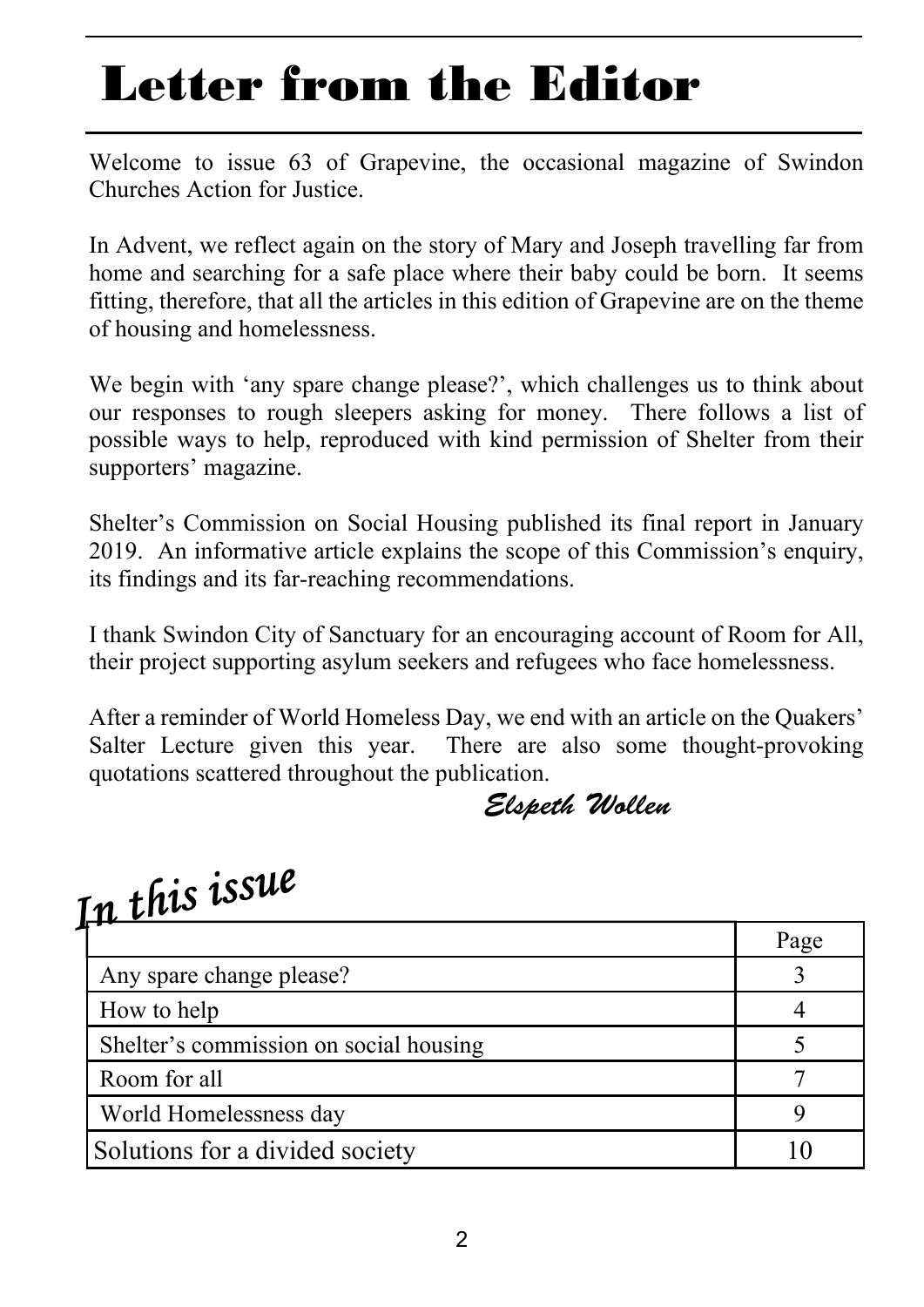# Letter from the Editor

Welcome to issue 63 of Grapevine, the occasional magazine of Swindon Churches Action for Justice.

In Advent, we reflect again on the story of Mary and Joseph travelling far from home and searching for a safe place where their baby could be born. It seems fitting, therefore, that all the articles in this edition of Grapevine are on the theme of housing and homelessness.

We begin with 'any spare change please?', which challenges us to think about our responses to rough sleepers asking for money. There follows a list of possible ways to help, reproduced with kind permission of Shelter from their supporters' magazine.

Shelter's Commission on Social Housing published its final report in January 2019. An informative article explains the scope of this Commission's enquiry, its findings and its far-reaching recommendations.

I thank Swindon City of Sanctuary for an encouraging account of Room for All, their project supporting asylum seekers and refugees who face homelessness.

After a reminder of World Homeless Day, we end with an article on the Quakers' Salter Lecture given this year. There are also some thought-provoking quotations scattered throughout the publication.

*Elspeth Wollen*

## In this issue

| | Page |
|---|---|
| Any spare change please? | 3 |
| How to help | 4 |
| Shelter's commission on social housing | 5 |
| Room for all | 7 |
| World Homelessness day | 9 |
| Solutions for a divided society | 10 |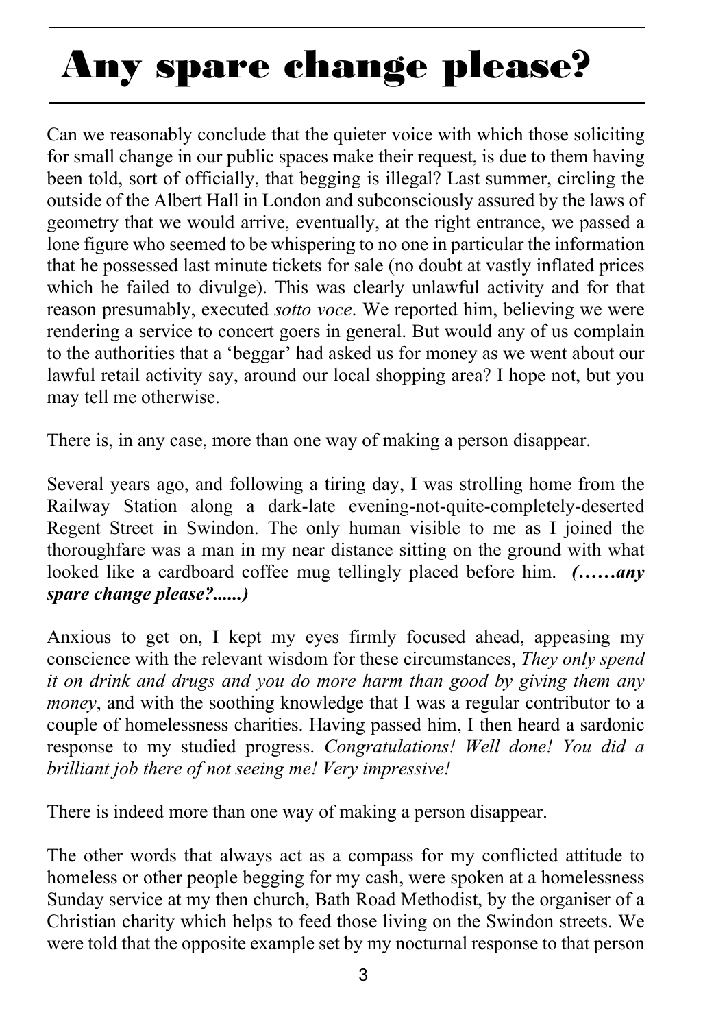# Any spare change please?

Can we reasonably conclude that the quieter voice with which those soliciting for small change in our public spaces make their request, is due to them having been told, sort of officially, that begging is illegal? Last summer, circling the outside of the Albert Hall in London and subconsciously assured by the laws of geometry that we would arrive, eventually, at the right entrance, we passed a lone figure who seemed to be whispering to no one in particular the information that he possessed last minute tickets for sale (no doubt at vastly inflated prices which he failed to divulge). This was clearly unlawful activity and for that reason presumably, executed *sotto voce*. We reported him, believing we were rendering a service to concert goers in general. But would any of us complain to the authorities that a 'beggar' had asked us for money as we went about our lawful retail activity say, around our local shopping area? I hope not, but you may tell me otherwise.

There is, in any case, more than one way of making a person disappear.

Several years ago, and following a tiring day, I was strolling home from the Railway Station along a dark-late evening-not-quite-completely-deserted Regent Street in Swindon. The only human visible to me as I joined the thoroughfare was a man in my near distance sitting on the ground with what looked like a cardboard coffee mug tellingly placed before him. ***(……any spare change please?......)***

Anxious to get on, I kept my eyes firmly focused ahead, appeasing my conscience with the relevant wisdom for these circumstances, *They only spend it on drink and drugs and you do more harm than good by giving them any money*, and with the soothing knowledge that I was a regular contributor to a couple of homelessness charities. Having passed him, I then heard a sardonic response to my studied progress. *Congratulations! Well done! You did a brilliant job there of not seeing me! Very impressive!*

There is indeed more than one way of making a person disappear.

The other words that always act as a compass for my conflicted attitude to homeless or other people begging for my cash, were spoken at a homelessness Sunday service at my then church, Bath Road Methodist, by the organiser of a Christian charity which helps to feed those living on the Swindon streets. We were told that the opposite example set by my nocturnal response to that person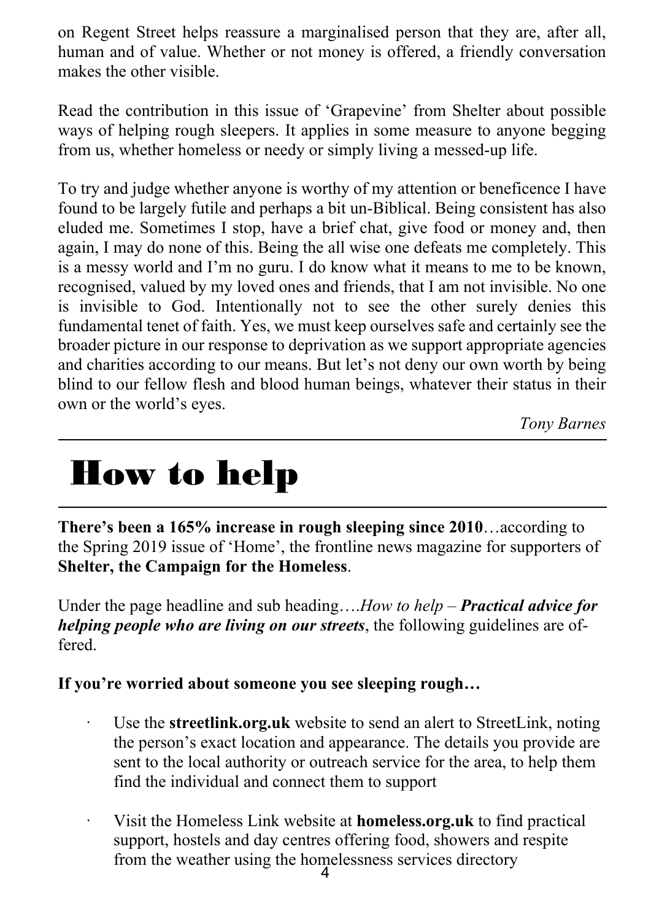on Regent Street helps reassure a marginalised person that they are, after all, human and of value. Whether or not money is offered, a friendly conversation makes the other visible.

Read the contribution in this issue of 'Grapevine' from Shelter about possible ways of helping rough sleepers. It applies in some measure to anyone begging from us, whether homeless or needy or simply living a messed-up life.

To try and judge whether anyone is worthy of my attention or beneficence I have found to be largely futile and perhaps a bit un-Biblical. Being consistent has also eluded me. Sometimes I stop, have a brief chat, give food or money and, then again, I may do none of this. Being the all wise one defeats me completely. This is a messy world and I'm no guru. I do know what it means to me to be known, recognised, valued by my loved ones and friends, that I am not invisible. No one is invisible to God. Intentionally not to see the other surely denies this fundamental tenet of faith. Yes, we must keep ourselves safe and certainly see the broader picture in our response to deprivation as we support appropriate agencies and charities according to our means. But let's not deny our own worth by being blind to our fellow flesh and blood human beings, whatever their status in their own or the world's eyes.

*Tony Barnes*

# How to help

**There's been a 165% increase in rough sleeping since 2010**…according to the Spring 2019 issue of 'Home', the frontline news magazine for supporters of **Shelter, the Campaign for the Homeless**.

Under the page headline and sub heading….*How to help* – ***Practical advice for helping people who are living on our streets***, the following guidelines are offered.

**If you're worried about someone you see sleeping rough…**

- Use the **streetlink.org.uk** website to send an alert to StreetLink, noting the person's exact location and appearance. The details you provide are sent to the local authority or outreach service for the area, to help them find the individual and connect them to support

- Visit the Homeless Link website at **homeless.org.uk** to find practical support, hostels and day centres offering food, showers and respite from the weather using the homelessness services directory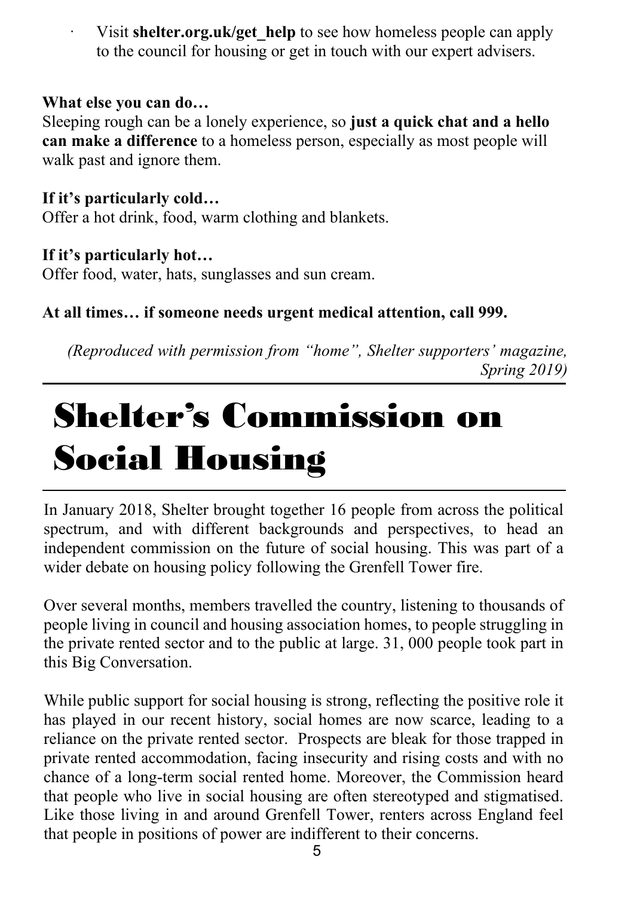- Visit **shelter.org.uk/get_help** to see how homeless people can apply to the council for housing or get in touch with our expert advisers.

**What else you can do…**

Sleeping rough can be a lonely experience, so **just a quick chat and a hello can make a difference** to a homeless person, especially as most people will walk past and ignore them.

**If it's particularly cold…**

Offer a hot drink, food, warm clothing and blankets.

**If it's particularly hot…**

Offer food, water, hats, sunglasses and sun cream.

**At all times… if someone needs urgent medical attention, call 999.**

*(Reproduced with permission from "home", Shelter supporters' magazine, Spring 2019)*

# Shelter's Commission on Social Housing

In January 2018, Shelter brought together 16 people from across the political spectrum, and with different backgrounds and perspectives, to head an independent commission on the future of social housing. This was part of a wider debate on housing policy following the Grenfell Tower fire.

Over several months, members travelled the country, listening to thousands of people living in council and housing association homes, to people struggling in the private rented sector and to the public at large. 31, 000 people took part in this Big Conversation.

While public support for social housing is strong, reflecting the positive role it has played in our recent history, social homes are now scarce, leading to a reliance on the private rented sector. Prospects are bleak for those trapped in private rented accommodation, facing insecurity and rising costs and with no chance of a long-term social rented home. Moreover, the Commission heard that people who live in social housing are often stereotyped and stigmatised. Like those living in and around Grenfell Tower, renters across England feel that people in positions of power are indifferent to their concerns.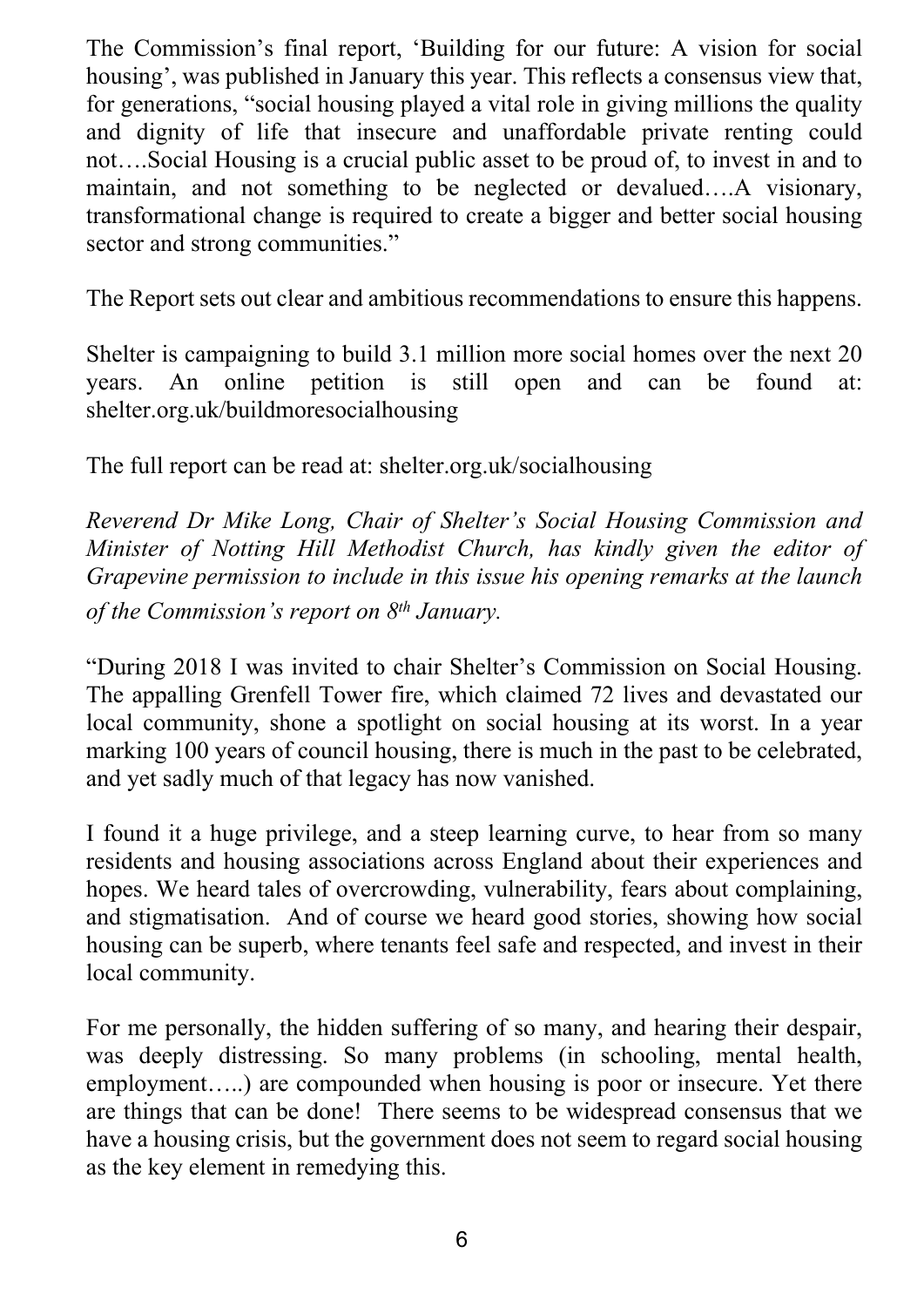The Commission's final report, 'Building for our future: A vision for social housing', was published in January this year. This reflects a consensus view that, for generations, "social housing played a vital role in giving millions the quality and dignity of life that insecure and unaffordable private renting could not….Social Housing is a crucial public asset to be proud of, to invest in and to maintain, and not something to be neglected or devalued….A visionary, transformational change is required to create a bigger and better social housing sector and strong communities."

The Report sets out clear and ambitious recommendations to ensure this happens.

Shelter is campaigning to build 3.1 million more social homes over the next 20 years. An online petition is still open and can be found at: shelter.org.uk/buildmoresocialhousing

The full report can be read at: shelter.org.uk/socialhousing

*Reverend Dr Mike Long, Chair of Shelter's Social Housing Commission and Minister of Notting Hill Methodist Church, has kindly given the editor of Grapevine permission to include in this issue his opening remarks at the launch of the Commission's report on 8th January.*

"During 2018 I was invited to chair Shelter's Commission on Social Housing. The appalling Grenfell Tower fire, which claimed 72 lives and devastated our local community, shone a spotlight on social housing at its worst. In a year marking 100 years of council housing, there is much in the past to be celebrated, and yet sadly much of that legacy has now vanished.

I found it a huge privilege, and a steep learning curve, to hear from so many residents and housing associations across England about their experiences and hopes. We heard tales of overcrowding, vulnerability, fears about complaining, and stigmatisation. And of course we heard good stories, showing how social housing can be superb, where tenants feel safe and respected, and invest in their local community.

For me personally, the hidden suffering of so many, and hearing their despair, was deeply distressing. So many problems (in schooling, mental health, employment…..) are compounded when housing is poor or insecure. Yet there are things that can be done! There seems to be widespread consensus that we have a housing crisis, but the government does not seem to regard social housing as the key element in remedying this.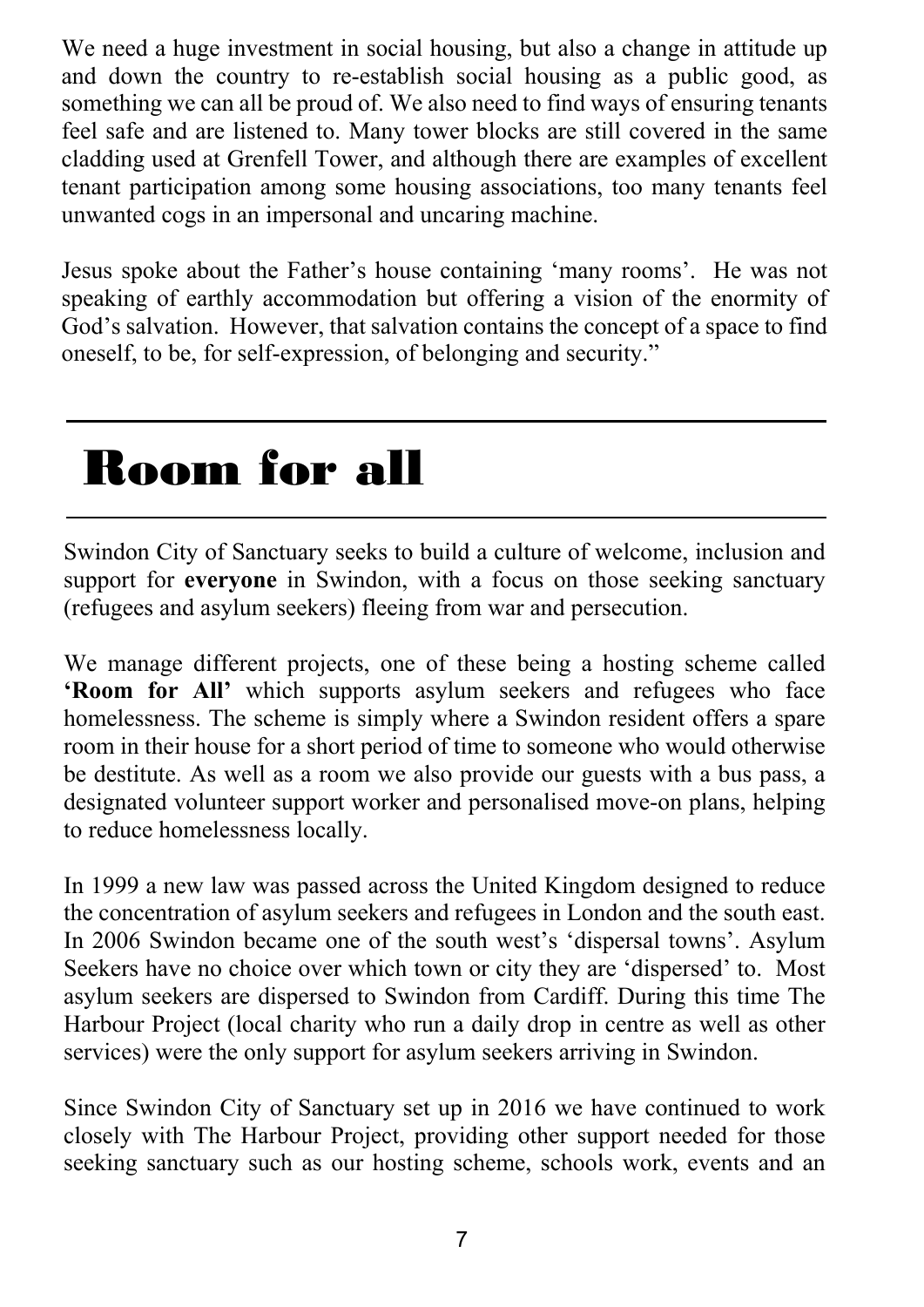We need a huge investment in social housing, but also a change in attitude up and down the country to re-establish social housing as a public good, as something we can all be proud of. We also need to find ways of ensuring tenants feel safe and are listened to. Many tower blocks are still covered in the same cladding used at Grenfell Tower, and although there are examples of excellent tenant participation among some housing associations, too many tenants feel unwanted cogs in an impersonal and uncaring machine.

Jesus spoke about the Father's house containing 'many rooms'. He was not speaking of earthly accommodation but offering a vision of the enormity of God's salvation. However, that salvation contains the concept of a space to find oneself, to be, for self-expression, of belonging and security."

# Room for all

Swindon City of Sanctuary seeks to build a culture of welcome, inclusion and support for **everyone** in Swindon, with a focus on those seeking sanctuary (refugees and asylum seekers) fleeing from war and persecution.

We manage different projects, one of these being a hosting scheme called **'Room for All'** which supports asylum seekers and refugees who face homelessness. The scheme is simply where a Swindon resident offers a spare room in their house for a short period of time to someone who would otherwise be destitute. As well as a room we also provide our guests with a bus pass, a designated volunteer support worker and personalised move-on plans, helping to reduce homelessness locally.

In 1999 a new law was passed across the United Kingdom designed to reduce the concentration of asylum seekers and refugees in London and the south east. In 2006 Swindon became one of the south west's 'dispersal towns'. Asylum Seekers have no choice over which town or city they are 'dispersed' to. Most asylum seekers are dispersed to Swindon from Cardiff. During this time The Harbour Project (local charity who run a daily drop in centre as well as other services) were the only support for asylum seekers arriving in Swindon.

Since Swindon City of Sanctuary set up in 2016 we have continued to work closely with The Harbour Project, providing other support needed for those seeking sanctuary such as our hosting scheme, schools work, events and an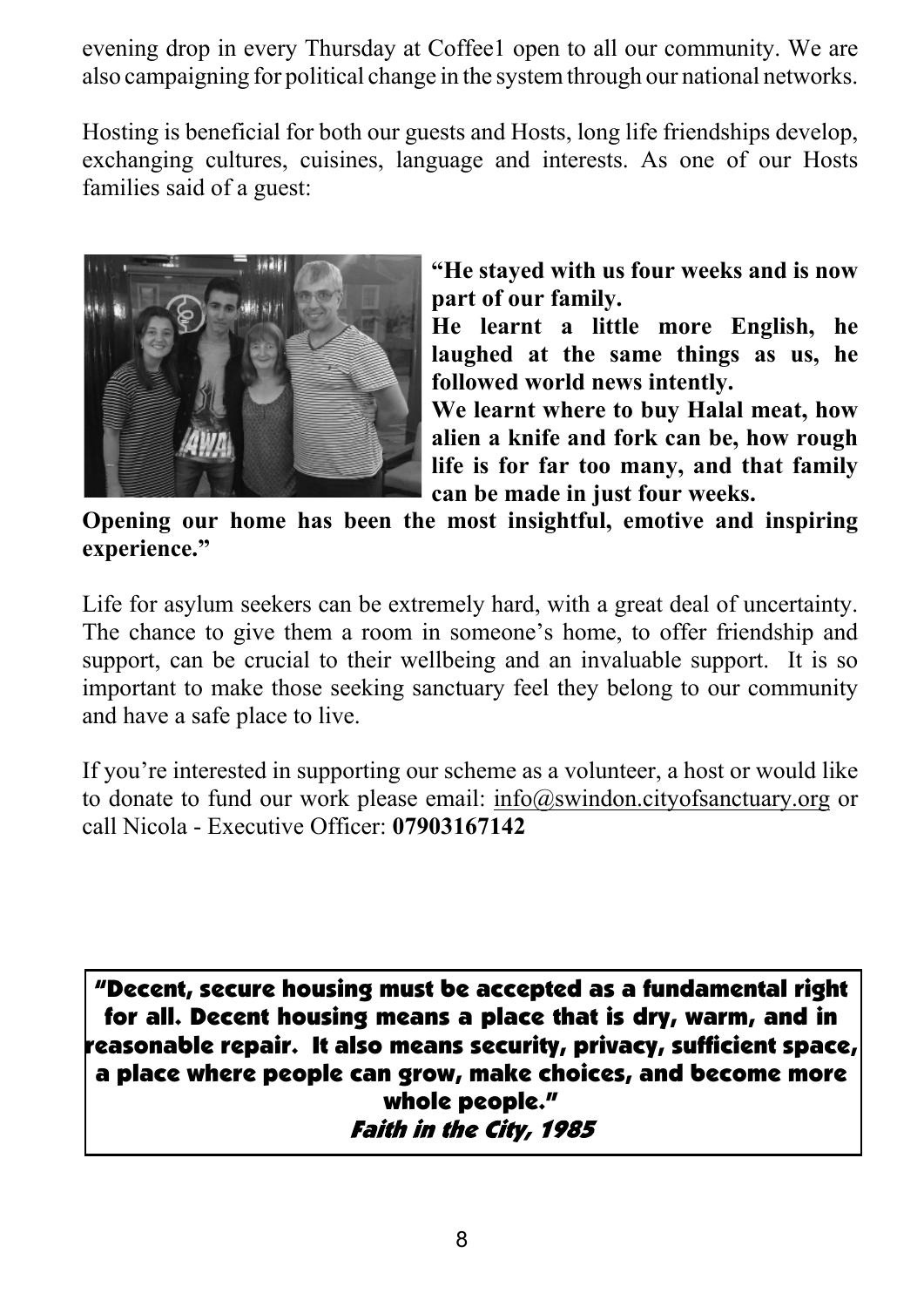evening drop in every Thursday at Coffee1 open to all our community. We are also campaigning for political change in the system through our national networks.

Hosting is beneficial for both our guests and Hosts, long life friendships develop, exchanging cultures, cuisines, language and interests. As one of our Hosts families said of a guest:

**"He stayed with us four weeks and is now part of our family.**
**He learnt a little more English, he laughed at the same things as us, he followed world news intently.**
**We learnt where to buy Halal meat, how alien a knife and fork can be, how rough life is for far too many, and that family can be made in just four weeks.**
**Opening our home has been the most insightful, emotive and inspiring experience."**

Life for asylum seekers can be extremely hard, with a great deal of uncertainty. The chance to give them a room in someone's home, to offer friendship and support, can be crucial to their wellbeing and an invaluable support. It is so important to make those seeking sanctuary feel they belong to our community and have a safe place to live.

If you're interested in supporting our scheme as a volunteer, a host or would like to donate to fund our work please email: info@swindon.cityofsanctuary.org or call Nicola - Executive Officer: **07903167142**

> **"Decent, secure housing must be accepted as a fundamental right for all. Decent housing means a place that is dry, warm, and in reasonable repair. It also means security, privacy, sufficient space, a place where people can grow, make choices, and become more whole people."**
> ***Faith in the City, 1985***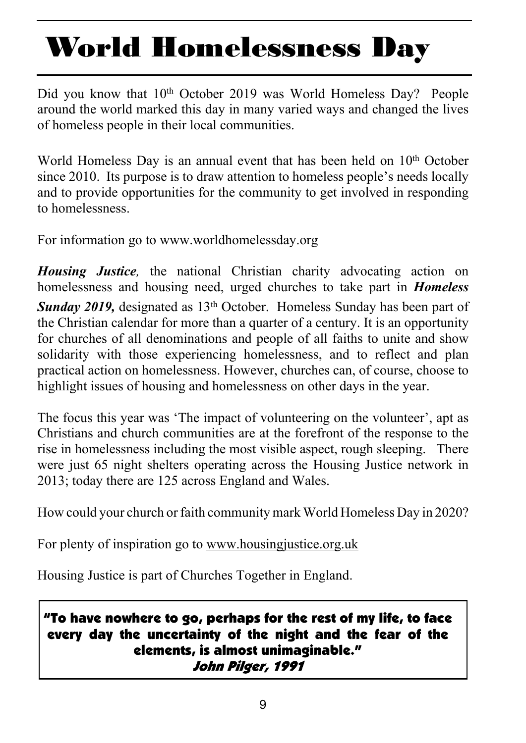# World Homelessness Day

Did you know that 10th October 2019 was World Homeless Day? People around the world marked this day in many varied ways and changed the lives of homeless people in their local communities.

World Homeless Day is an annual event that has been held on 10th October since 2010. Its purpose is to draw attention to homeless people's needs locally and to provide opportunities for the community to get involved in responding to homelessness.

For information go to www.worldhomelessday.org

***Housing Justice**,* the national Christian charity advocating action on homelessness and housing need, urged churches to take part in ***Homeless Sunday 2019,*** designated as 13th October. Homeless Sunday has been part of the Christian calendar for more than a quarter of a century. It is an opportunity for churches of all denominations and people of all faiths to unite and show solidarity with those experiencing homelessness, and to reflect and plan practical action on homelessness. However, churches can, of course, choose to highlight issues of housing and homelessness on other days in the year.

The focus this year was 'The impact of volunteering on the volunteer', apt as Christians and church communities are at the forefront of the response to the rise in homelessness including the most visible aspect, rough sleeping. There were just 65 night shelters operating across the Housing Justice network in 2013; today there are 125 across England and Wales.

How could your church or faith community mark World Homeless Day in 2020?

For plenty of inspiration go to www.housingjustice.org.uk

Housing Justice is part of Churches Together in England.

> **"To have nowhere to go, perhaps for the rest of my life, to face every day the uncertainty of the night and the fear of the elements, is almost unimaginable."**
> ***John Pilger, 1991***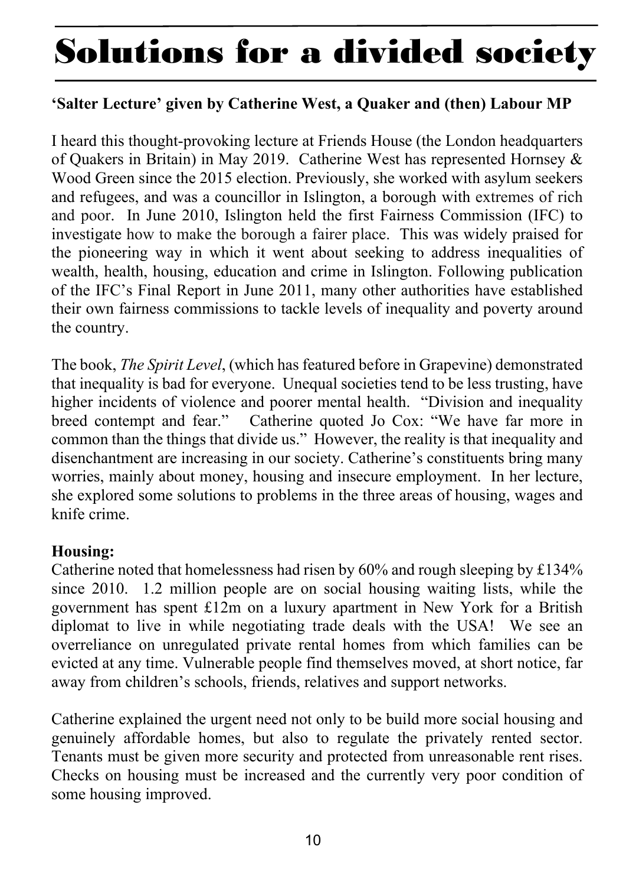# Solutions for a divided society

**'Salter Lecture' given by Catherine West, a Quaker and (then) Labour MP**

I heard this thought-provoking lecture at Friends House (the London headquarters of Quakers in Britain) in May 2019. Catherine West has represented Hornsey & Wood Green since the 2015 election. Previously, she worked with asylum seekers and refugees, and was a councillor in Islington, a borough with extremes of rich and poor. In June 2010, Islington held the first Fairness Commission (IFC) to investigate how to make the borough a fairer place. This was widely praised for the pioneering way in which it went about seeking to address inequalities of wealth, health, housing, education and crime in Islington. Following publication of the IFC's Final Report in June 2011, many other authorities have established their own fairness commissions to tackle levels of inequality and poverty around the country.

The book, *The Spirit Level*, (which has featured before in Grapevine) demonstrated that inequality is bad for everyone. Unequal societies tend to be less trusting, have higher incidents of violence and poorer mental health. "Division and inequality breed contempt and fear." Catherine quoted Jo Cox: "We have far more in common than the things that divide us." However, the reality is that inequality and disenchantment are increasing in our society. Catherine's constituents bring many worries, mainly about money, housing and insecure employment. In her lecture, she explored some solutions to problems in the three areas of housing, wages and knife crime.

**Housing:**

Catherine noted that homelessness had risen by 60% and rough sleeping by £134% since 2010. 1.2 million people are on social housing waiting lists, while the government has spent £12m on a luxury apartment in New York for a British diplomat to live in while negotiating trade deals with the USA! We see an overreliance on unregulated private rental homes from which families can be evicted at any time. Vulnerable people find themselves moved, at short notice, far away from children's schools, friends, relatives and support networks.

Catherine explained the urgent need not only to be build more social housing and genuinely affordable homes, but also to regulate the privately rented sector. Tenants must be given more security and protected from unreasonable rent rises. Checks on housing must be increased and the currently very poor condition of some housing improved.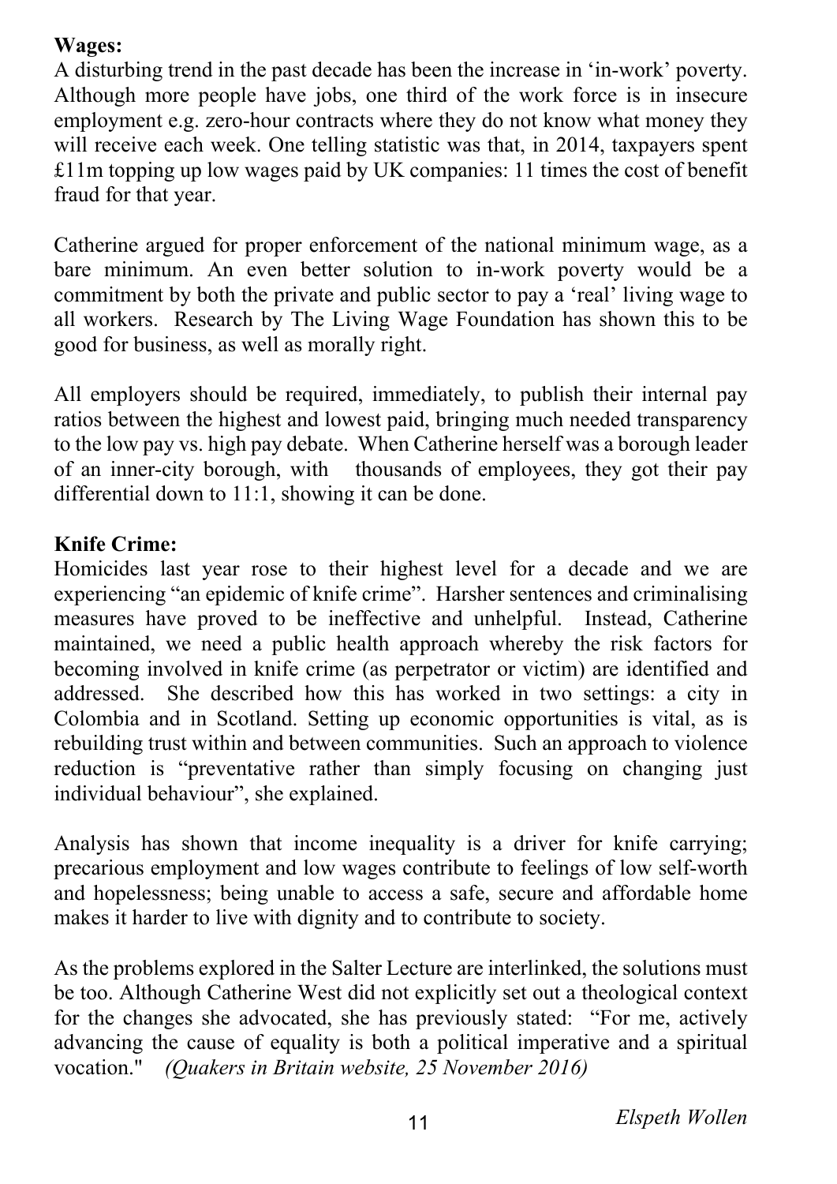**Wages:**
A disturbing trend in the past decade has been the increase in 'in-work' poverty. Although more people have jobs, one third of the work force is in insecure employment e.g. zero-hour contracts where they do not know what money they will receive each week. One telling statistic was that, in 2014, taxpayers spent £11m topping up low wages paid by UK companies: 11 times the cost of benefit fraud for that year.

Catherine argued for proper enforcement of the national minimum wage, as a bare minimum. An even better solution to in-work poverty would be a commitment by both the private and public sector to pay a 'real' living wage to all workers. Research by The Living Wage Foundation has shown this to be good for business, as well as morally right.

All employers should be required, immediately, to publish their internal pay ratios between the highest and lowest paid, bringing much needed transparency to the low pay vs. high pay debate. When Catherine herself was a borough leader of an inner-city borough, with thousands of employees, they got their pay differential down to 11:1, showing it can be done.

**Knife Crime:**
Homicides last year rose to their highest level for a decade and we are experiencing "an epidemic of knife crime". Harsher sentences and criminalising measures have proved to be ineffective and unhelpful. Instead, Catherine maintained, we need a public health approach whereby the risk factors for becoming involved in knife crime (as perpetrator or victim) are identified and addressed. She described how this has worked in two settings: a city in Colombia and in Scotland. Setting up economic opportunities is vital, as is rebuilding trust within and between communities. Such an approach to violence reduction is "preventative rather than simply focusing on changing just individual behaviour", she explained.

Analysis has shown that income inequality is a driver for knife carrying; precarious employment and low wages contribute to feelings of low self-worth and hopelessness; being unable to access a safe, secure and affordable home makes it harder to live with dignity and to contribute to society.

As the problems explored in the Salter Lecture are interlinked, the solutions must be too. Although Catherine West did not explicitly set out a theological context for the changes she advocated, she has previously stated: "For me, actively advancing the cause of equality is both a political imperative and a spiritual vocation." *(Quakers in Britain website, 25 November 2016)*

*Elspeth Wollen*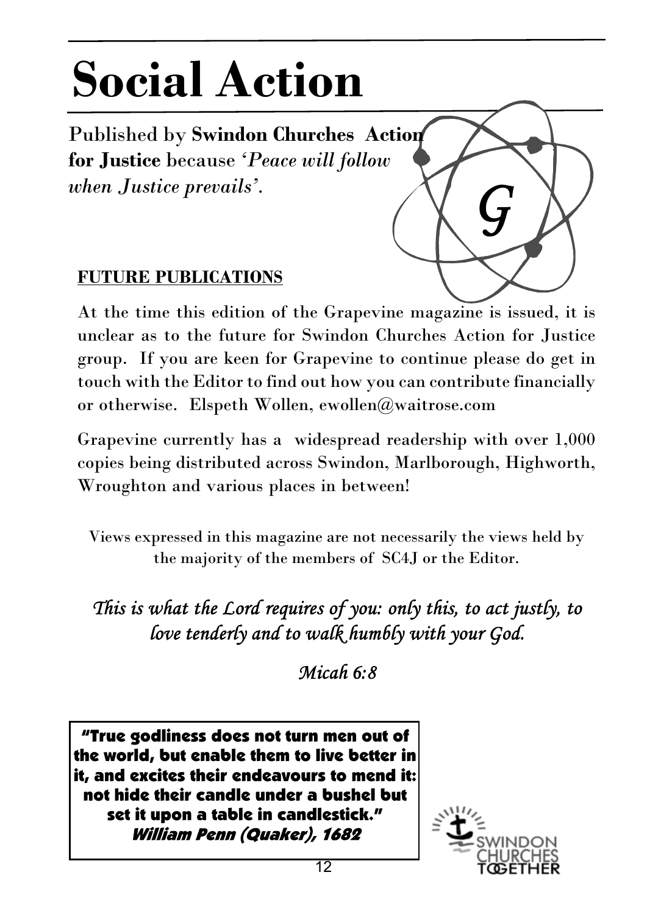# Social Action

Published by **Swindon Churches Action for Justice** because *'Peace will follow when Justice prevails'*.

**FUTURE PUBLICATIONS**

At the time this edition of the Grapevine magazine is issued, it is unclear as to the future for Swindon Churches Action for Justice group. If you are keen for Grapevine to continue please do get in touch with the Editor to find out how you can contribute financially or otherwise. Elspeth Wollen, ewollen@waitrose.com

Grapevine currently has a widespread readership with over 1,000 copies being distributed across Swindon, Marlborough, Highworth, Wroughton and various places in between!

Views expressed in this magazine are not necessarily the views held by the majority of the members of SC4J or the Editor.

*This is what the Lord requires of you: only this, to act justly, to love tenderly and to walk humbly with your God.*

*Micah 6:8*

**"True godliness does not turn men out of the world, but enable them to live better in it, and excites their endeavours to mend it: not hide their candle under a bushel but set it upon a table in candlestick."**
***William Penn (Quaker), 1682***

SWINDON CHURCHES TOGETHER